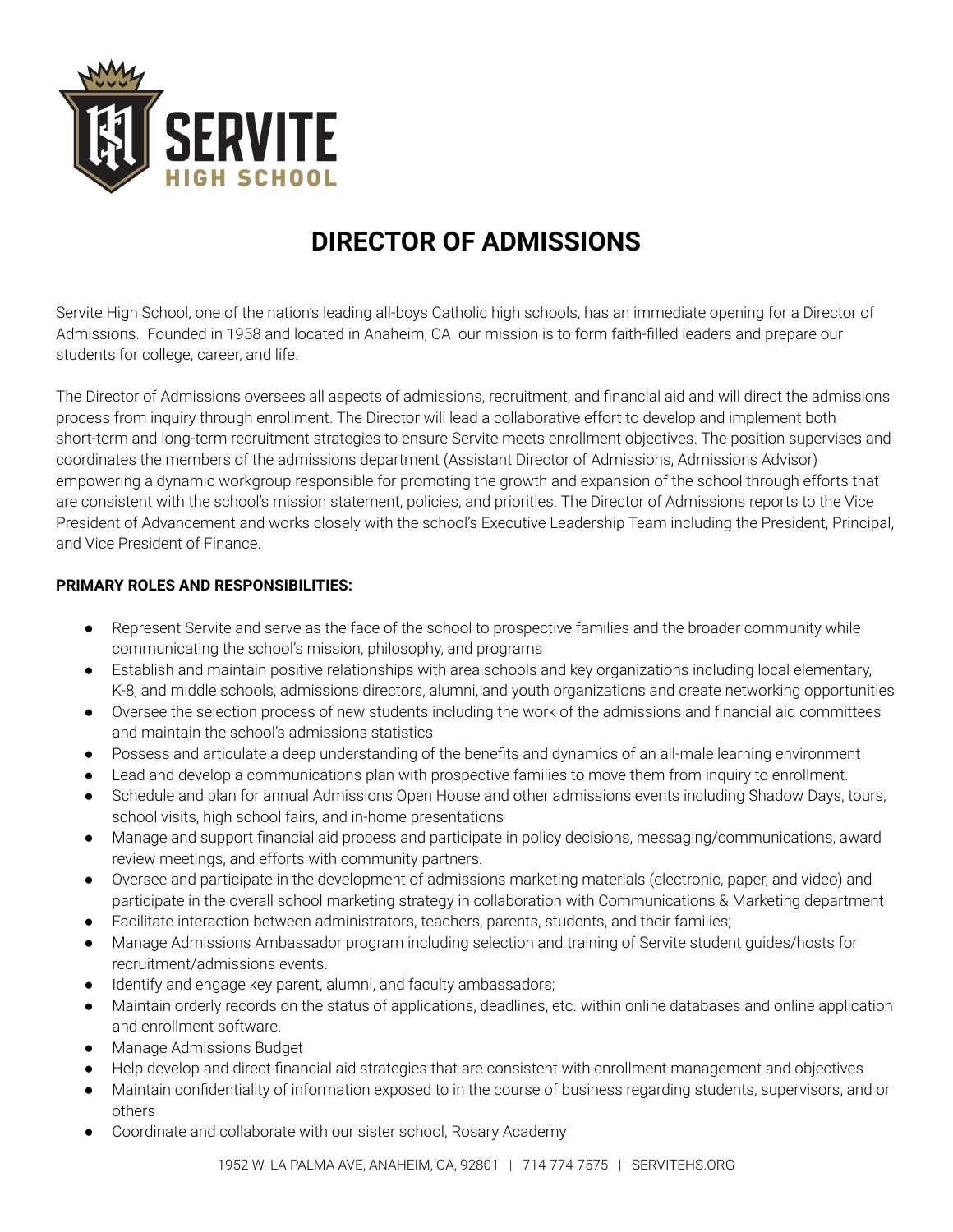# DIRECTOR OF ADMISSIONS

Servite High School, one of the nation's leading all-boys Catholic high schools, has an immediate opening for a Director of Admissions. Founded in 1958 and located in Anaheim, CA our mission is to form faith-filled leaders and prepare our students for college, career, and life.

The Director of Admissions oversees all aspects of admissions, recruitment, and financial aid and will direct the admissions process from inquiry through enrollment. The Director will lead a collaborative effort to develop and implement both short-term and long-term recruitment strategies to ensure Servite meets enrollment objectives. The position supervises and coordinates the members of the admissions department (Assistant Director of Admissions, Admissions Advisor) empowering a dynamic workgroup responsible for promoting the growth and expansion of the school through efforts that are consistent with the school's mission statement, policies, and priorities. The Director of Admissions reports to the Vice President of Advancement and works closely with the school's Executive Leadership Team including the President, Principal, and Vice President of Finance.

**PRIMARY ROLES AND RESPONSIBILITIES:**

- Represent Servite and serve as the face of the school to prospective families and the broader community while communicating the school's mission, philosophy, and programs
- Establish and maintain positive relationships with area schools and key organizations including local elementary, K-8, and middle schools, admissions directors, alumni, and youth organizations and create networking opportunities
- Oversee the selection process of new students including the work of the admissions and financial aid committees and maintain the school's admissions statistics
- Possess and articulate a deep understanding of the benefits and dynamics of an all-male learning environment
- Lead and develop a communications plan with prospective families to move them from inquiry to enrollment.
- Schedule and plan for annual Admissions Open House and other admissions events including Shadow Days, tours, school visits, high school fairs, and in-home presentations
- Manage and support financial aid process and participate in policy decisions, messaging/communications, award review meetings, and efforts with community partners.
- Oversee and participate in the development of admissions marketing materials (electronic, paper, and video) and participate in the overall school marketing strategy in collaboration with Communications & Marketing department
- Facilitate interaction between administrators, teachers, parents, students, and their families;
- Manage Admissions Ambassador program including selection and training of Servite student guides/hosts for recruitment/admissions events.
- Identify and engage key parent, alumni, and faculty ambassadors;
- Maintain orderly records on the status of applications, deadlines, etc. within online databases and online application and enrollment software.
- Manage Admissions Budget
- Help develop and direct financial aid strategies that are consistent with enrollment management and objectives
- Maintain confidentiality of information exposed to in the course of business regarding students, supervisors, and or others
- Coordinate and collaborate with our sister school, Rosary Academy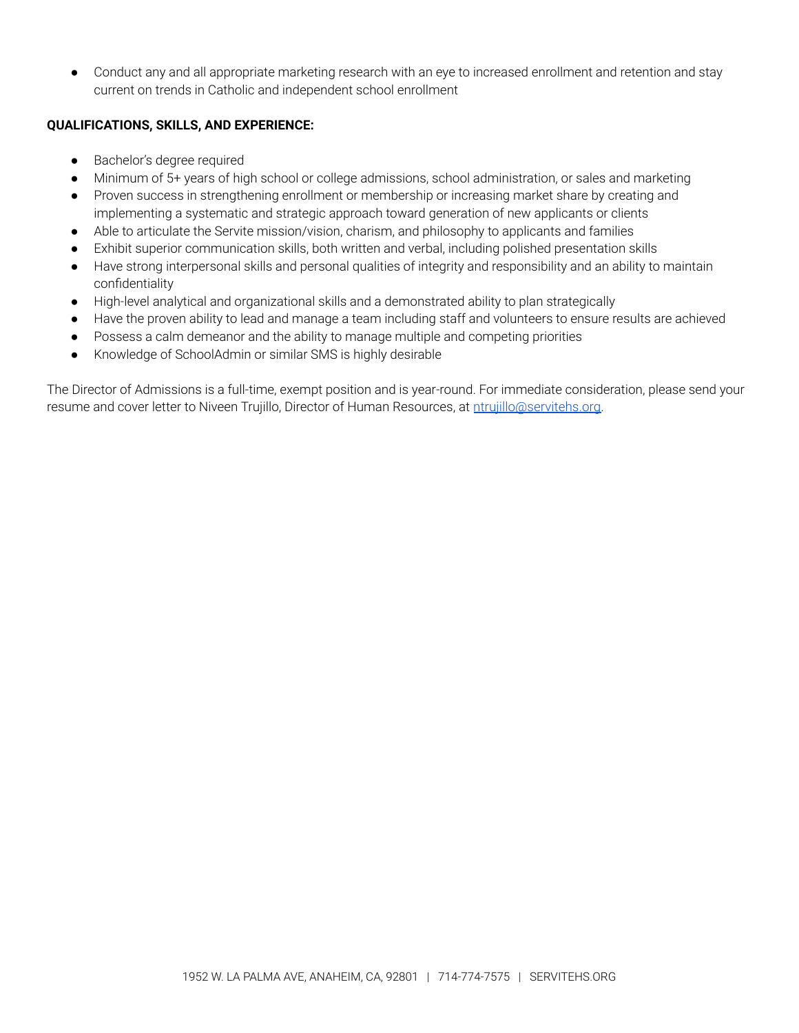- Conduct any and all appropriate marketing research with an eye to increased enrollment and retention and stay current on trends in Catholic and independent school enrollment

**QUALIFICATIONS, SKILLS, AND EXPERIENCE:**

- Bachelor's degree required
- Minimum of 5+ years of high school or college admissions, school administration, or sales and marketing
- Proven success in strengthening enrollment or membership or increasing market share by creating and implementing a systematic and strategic approach toward generation of new applicants or clients
- Able to articulate the Servite mission/vision, charism, and philosophy to applicants and families
- Exhibit superior communication skills, both written and verbal, including polished presentation skills
- Have strong interpersonal skills and personal qualities of integrity and responsibility and an ability to maintain confidentiality
- High-level analytical and organizational skills and a demonstrated ability to plan strategically
- Have the proven ability to lead and manage a team including staff and volunteers to ensure results are achieved
- Possess a calm demeanor and the ability to manage multiple and competing priorities
- Knowledge of SchoolAdmin or similar SMS is highly desirable

The Director of Admissions is a full-time, exempt position and is year-round. For immediate consideration, please send your resume and cover letter to Niveen Trujillo, Director of Human Resources, at ntrujillo@servitehs.org.

1952 W. LA PALMA AVE, ANAHEIM, CA, 92801 | 714-774-7575 | SERVITEHS.ORG